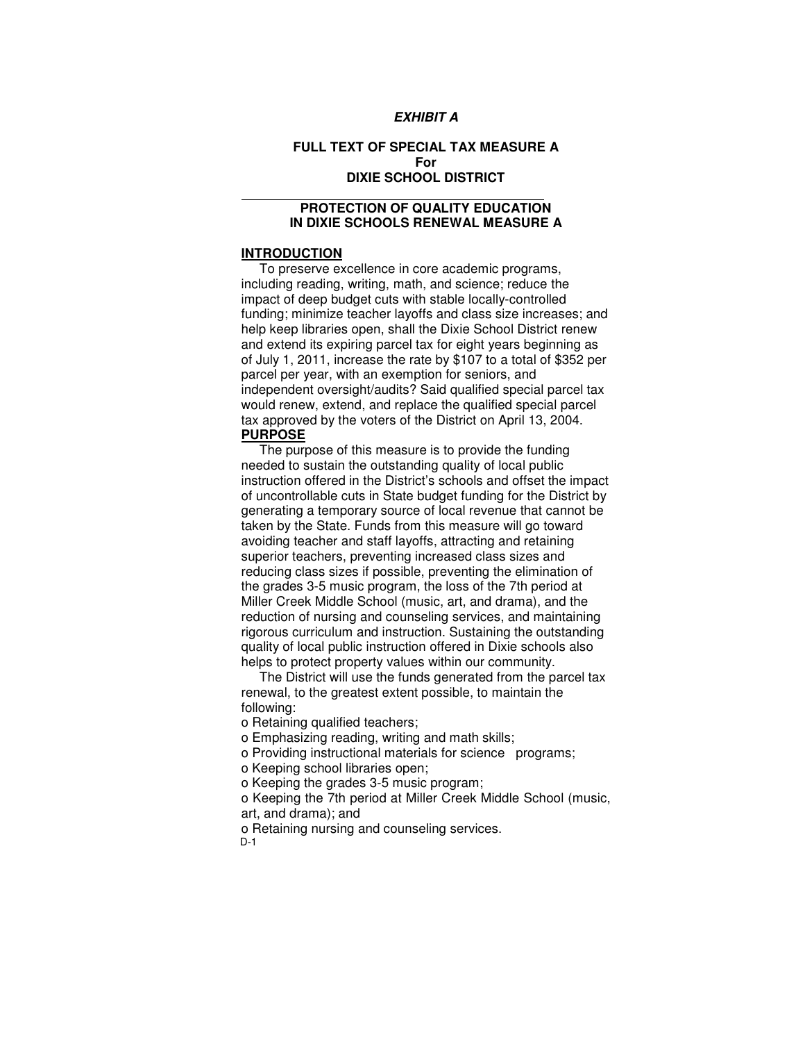**_EXHIBIT A_**

**FULL TEXT OF SPECIAL TAX MEASURE A**
**For**
**DIXIE SCHOOL DISTRICT**

**PROTECTION OF QUALITY EDUCATION IN DIXIE SCHOOLS RENEWAL MEASURE A**

## INTRODUCTION

To preserve excellence in core academic programs, including reading, writing, math, and science; reduce the impact of deep budget cuts with stable locally-controlled funding; minimize teacher layoffs and class size increases; and help keep libraries open, shall the Dixie School District renew and extend its expiring parcel tax for eight years beginning as of July 1, 2011, increase the rate by $107 to a total of $352 per parcel per year, with an exemption for seniors, and independent oversight/audits? Said qualified special parcel tax would renew, extend, and replace the qualified special parcel tax approved by the voters of the District on April 13, 2004.

## PURPOSE

The purpose of this measure is to provide the funding needed to sustain the outstanding quality of local public instruction offered in the District's schools and offset the impact of uncontrollable cuts in State budget funding for the District by generating a temporary source of local revenue that cannot be taken by the State. Funds from this measure will go toward avoiding teacher and staff layoffs, attracting and retaining superior teachers, preventing increased class sizes and reducing class sizes if possible, preventing the elimination of the grades 3-5 music program, the loss of the 7th period at Miller Creek Middle School (music, art, and drama), and the reduction of nursing and counseling services, and maintaining rigorous curriculum and instruction. Sustaining the outstanding quality of local public instruction offered in Dixie schools also helps to protect property values within our community.

The District will use the funds generated from the parcel tax renewal, to the greatest extent possible, to maintain the following:

- Retaining qualified teachers;
- Emphasizing reading, writing and math skills;
- Providing instructional materials for science programs;
- Keeping school libraries open;
- Keeping the grades 3-5 music program;
- Keeping the 7th period at Miller Creek Middle School (music, art, and drama); and
- Retaining nursing and counseling services.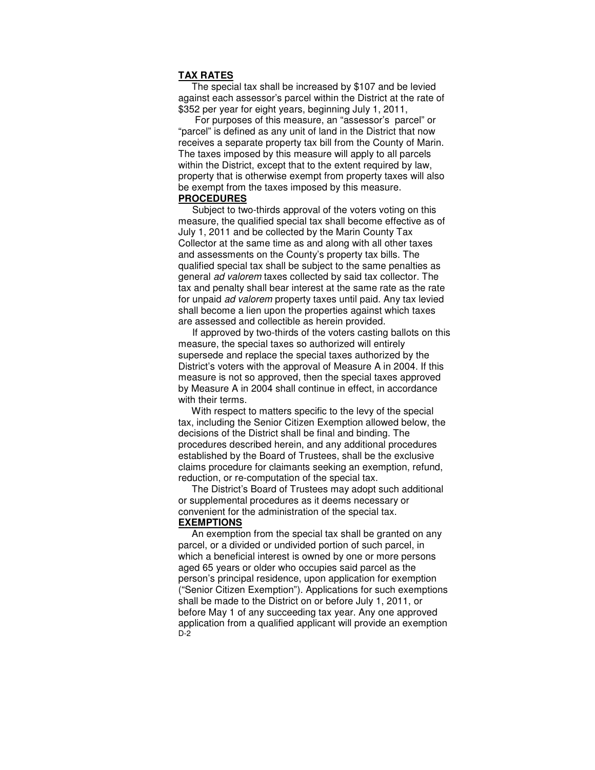**TAX RATES**

The special tax shall be increased by $107 and be levied against each assessor's parcel within the District at the rate of $352 per year for eight years, beginning July 1, 2011,

For purposes of this measure, an "assessor's parcel" or "parcel" is defined as any unit of land in the District that now receives a separate property tax bill from the County of Marin. The taxes imposed by this measure will apply to all parcels within the District, except that to the extent required by law, property that is otherwise exempt from property taxes will also be exempt from the taxes imposed by this measure.

**PROCEDURES**

Subject to two-thirds approval of the voters voting on this measure, the qualified special tax shall become effective as of July 1, 2011 and be collected by the Marin County Tax Collector at the same time as and along with all other taxes and assessments on the County's property tax bills. The qualified special tax shall be subject to the same penalties as general *ad valorem* taxes collected by said tax collector. The tax and penalty shall bear interest at the same rate as the rate for unpaid *ad valorem* property taxes until paid. Any tax levied shall become a lien upon the properties against which taxes are assessed and collectible as herein provided.

If approved by two-thirds of the voters casting ballots on this measure, the special taxes so authorized will entirely supersede and replace the special taxes authorized by the District's voters with the approval of Measure A in 2004. If this measure is not so approved, then the special taxes approved by Measure A in 2004 shall continue in effect, in accordance with their terms.

With respect to matters specific to the levy of the special tax, including the Senior Citizen Exemption allowed below, the decisions of the District shall be final and binding. The procedures described herein, and any additional procedures established by the Board of Trustees, shall be the exclusive claims procedure for claimants seeking an exemption, refund, reduction, or re-computation of the special tax.

The District's Board of Trustees may adopt such additional or supplemental procedures as it deems necessary or convenient for the administration of the special tax.

**EXEMPTIONS**

An exemption from the special tax shall be granted on any parcel, or a divided or undivided portion of such parcel, in which a beneficial interest is owned by one or more persons aged 65 years or older who occupies said parcel as the person's principal residence, upon application for exemption ("Senior Citizen Exemption"). Applications for such exemptions shall be made to the District on or before July 1, 2011, or before May 1 of any succeeding tax year. Any one approved application from a qualified applicant will provide an exemption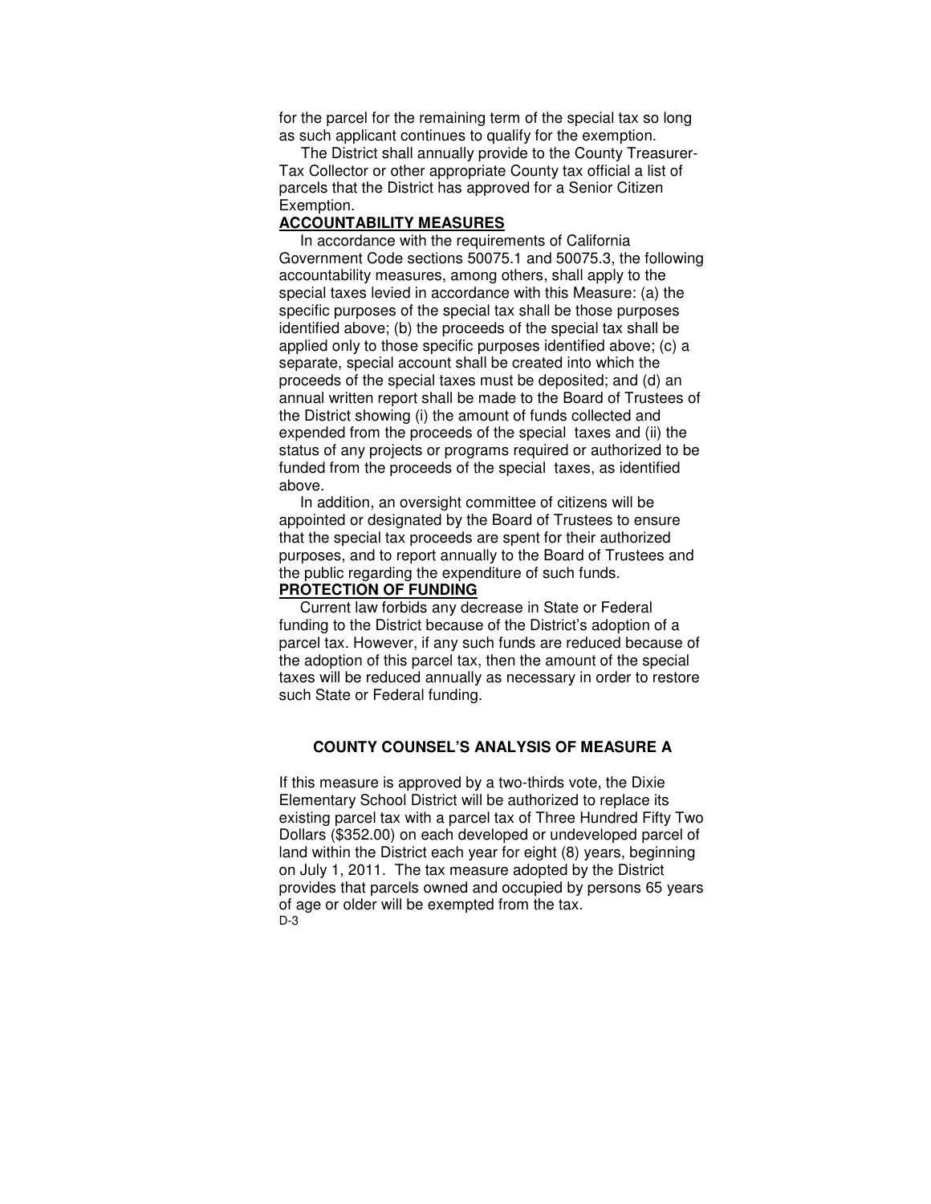for the parcel for the remaining term of the special tax so long as such applicant continues to qualify for the exemption.

The District shall annually provide to the County Treasurer-Tax Collector or other appropriate County tax official a list of parcels that the District has approved for a Senior Citizen Exemption.

**ACCOUNTABILITY MEASURES**

In accordance with the requirements of California Government Code sections 50075.1 and 50075.3, the following accountability measures, among others, shall apply to the special taxes levied in accordance with this Measure: (a) the specific purposes of the special tax shall be those purposes identified above; (b) the proceeds of the special tax shall be applied only to those specific purposes identified above; (c) a separate, special account shall be created into which the proceeds of the special taxes must be deposited; and (d) an annual written report shall be made to the Board of Trustees of the District showing (i) the amount of funds collected and expended from the proceeds of the special taxes and (ii) the status of any projects or programs required or authorized to be funded from the proceeds of the special taxes, as identified above.

In addition, an oversight committee of citizens will be appointed or designated by the Board of Trustees to ensure that the special tax proceeds are spent for their authorized purposes, and to report annually to the Board of Trustees and the public regarding the expenditure of such funds.

**PROTECTION OF FUNDING**

Current law forbids any decrease in State or Federal funding to the District because of the District's adoption of a parcel tax. However, if any such funds are reduced because of the adoption of this parcel tax, then the amount of the special taxes will be reduced annually as necessary in order to restore such State or Federal funding.

## COUNTY COUNSEL'S ANALYSIS OF MEASURE A

If this measure is approved by a two-thirds vote, the Dixie Elementary School District will be authorized to replace its existing parcel tax with a parcel tax of Three Hundred Fifty Two Dollars ($352.00) on each developed or undeveloped parcel of land within the District each year for eight (8) years, beginning on July 1, 2011. The tax measure adopted by the District provides that parcels owned and occupied by persons 65 years of age or older will be exempted from the tax.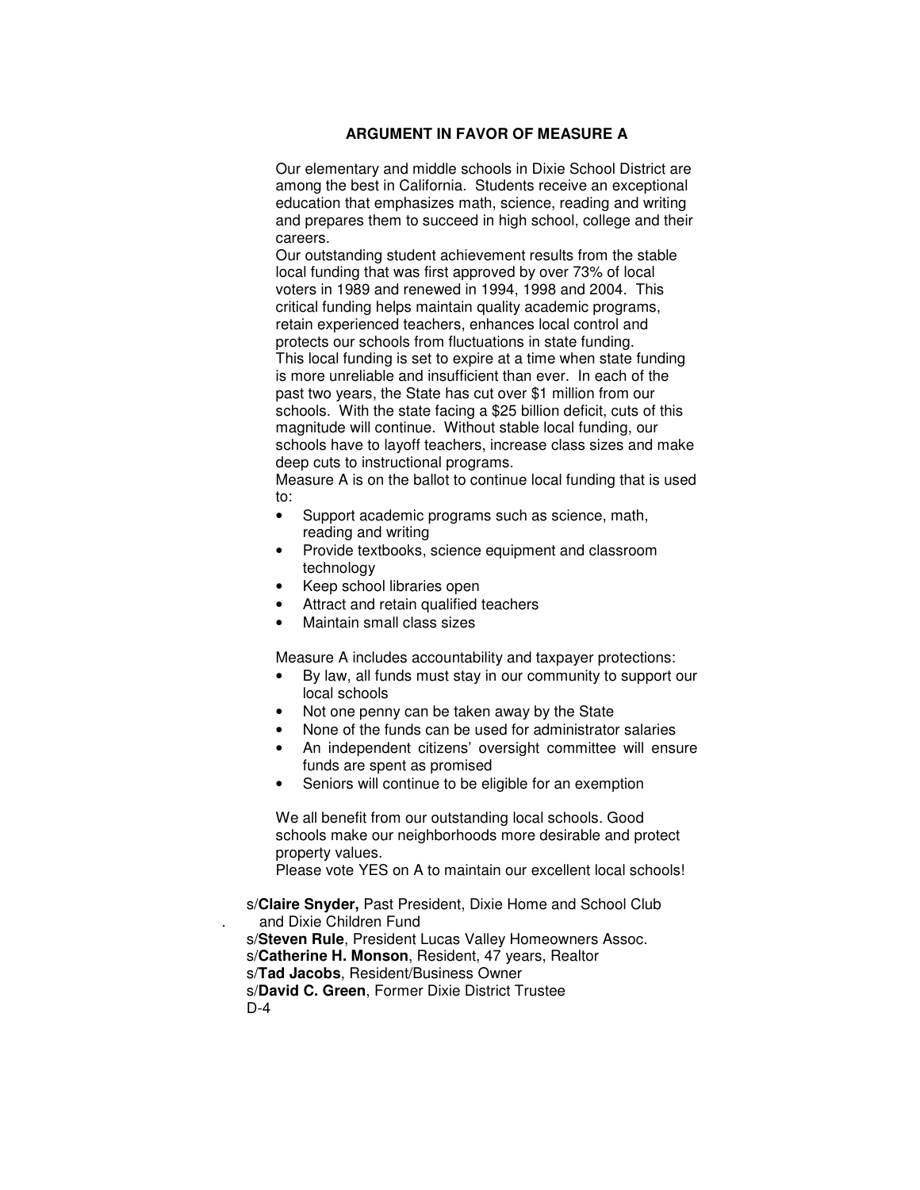## ARGUMENT IN FAVOR OF MEASURE A

Our elementary and middle schools in Dixie School District are among the best in California. Students receive an exceptional education that emphasizes math, science, reading and writing and prepares them to succeed in high school, college and their careers.

Our outstanding student achievement results from the stable local funding that was first approved by over 73% of local voters in 1989 and renewed in 1994, 1998 and 2004. This critical funding helps maintain quality academic programs, retain experienced teachers, enhances local control and protects our schools from fluctuations in state funding.

This local funding is set to expire at a time when state funding is more unreliable and insufficient than ever. In each of the past two years, the State has cut over $1 million from our schools. With the state facing a $25 billion deficit, cuts of this magnitude will continue. Without stable local funding, our schools have to layoff teachers, increase class sizes and make deep cuts to instructional programs.

Measure A is on the ballot to continue local funding that is used to:

- Support academic programs such as science, math, reading and writing
- Provide textbooks, science equipment and classroom technology
- Keep school libraries open
- Attract and retain qualified teachers
- Maintain small class sizes

Measure A includes accountability and taxpayer protections:

- By law, all funds must stay in our community to support our local schools
- Not one penny can be taken away by the State
- None of the funds can be used for administrator salaries
- An independent citizens' oversight committee will ensure funds are spent as promised
- Seniors will continue to be eligible for an exemption

We all benefit from our outstanding local schools. Good schools make our neighborhoods more desirable and protect property values.

Please vote YES on A to maintain our excellent local schools!

s/**Claire Snyder,** Past President, Dixie Home and School Club and Dixie Children Fund
s/**Steven Rule**, President Lucas Valley Homeowners Assoc.
s/**Catherine H. Monson**, Resident, 47 years, Realtor
s/**Tad Jacobs**, Resident/Business Owner
s/**David C. Green**, Former Dixie District Trustee